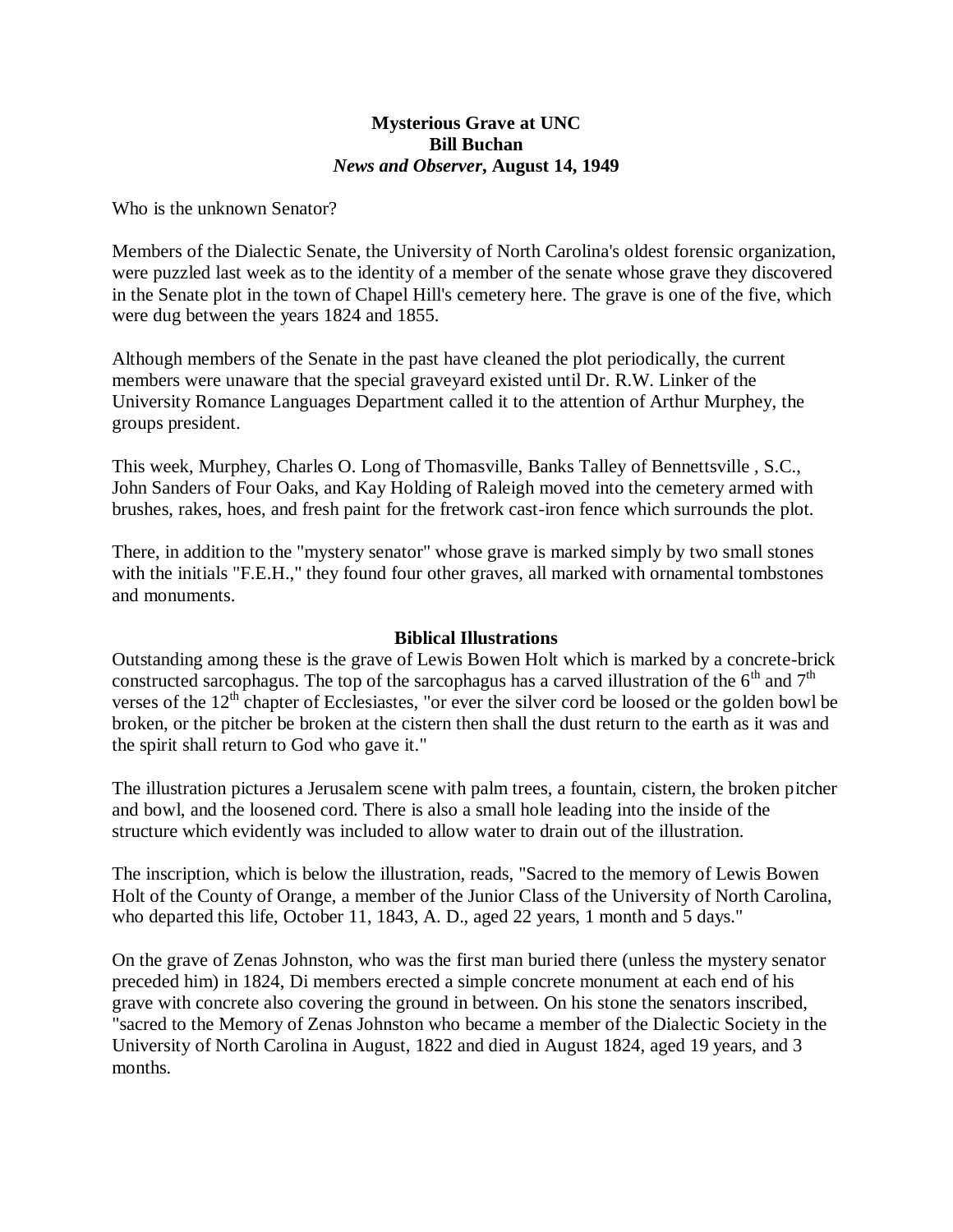**Mysterious Grave at UNC**
**Bill Buchan**
***News and Observer*, August 14, 1949**

Who is the unknown Senator?

Members of the Dialectic Senate, the University of North Carolina's oldest forensic organization, were puzzled last week as to the identity of a member of the senate whose grave they discovered in the Senate plot in the town of Chapel Hill's cemetery here. The grave is one of the five, which were dug between the years 1824 and 1855.

Although members of the Senate in the past have cleaned the plot periodically, the current members were unaware that the special graveyard existed until Dr. R.W. Linker of the University Romance Languages Department called it to the attention of Arthur Murphey, the groups president.

This week, Murphey, Charles O. Long of Thomasville, Banks Talley of Bennettsville , S.C., John Sanders of Four Oaks, and Kay Holding of Raleigh moved into the cemetery armed with brushes, rakes, hoes, and fresh paint for the fretwork cast-iron fence which surrounds the plot.

There, in addition to the "mystery senator" whose grave is marked simply by two small stones with the initials "F.E.H.," they found four other graves, all marked with ornamental tombstones and monuments.

**Biblical Illustrations**

Outstanding among these is the grave of Lewis Bowen Holt which is marked by a concrete-brick constructed sarcophagus. The top of the sarcophagus has a carved illustration of the 6th and 7th verses of the 12th chapter of Ecclesiastes, "or ever the silver cord be loosed or the golden bowl be broken, or the pitcher be broken at the cistern then shall the dust return to the earth as it was and the spirit shall return to God who gave it."

The illustration pictures a Jerusalem scene with palm trees, a fountain, cistern, the broken pitcher and bowl, and the loosened cord. There is also a small hole leading into the inside of the structure which evidently was included to allow water to drain out of the illustration.

The inscription, which is below the illustration, reads, "Sacred to the memory of Lewis Bowen Holt of the County of Orange, a member of the Junior Class of the University of North Carolina, who departed this life, October 11, 1843, A. D., aged 22 years, 1 month and 5 days."

On the grave of Zenas Johnston, who was the first man buried there (unless the mystery senator preceded him) in 1824, Di members erected a simple concrete monument at each end of his grave with concrete also covering the ground in between. On his stone the senators inscribed, "sacred to the Memory of Zenas Johnston who became a member of the Dialectic Society in the University of North Carolina in August, 1822 and died in August 1824, aged 19 years, and 3 months.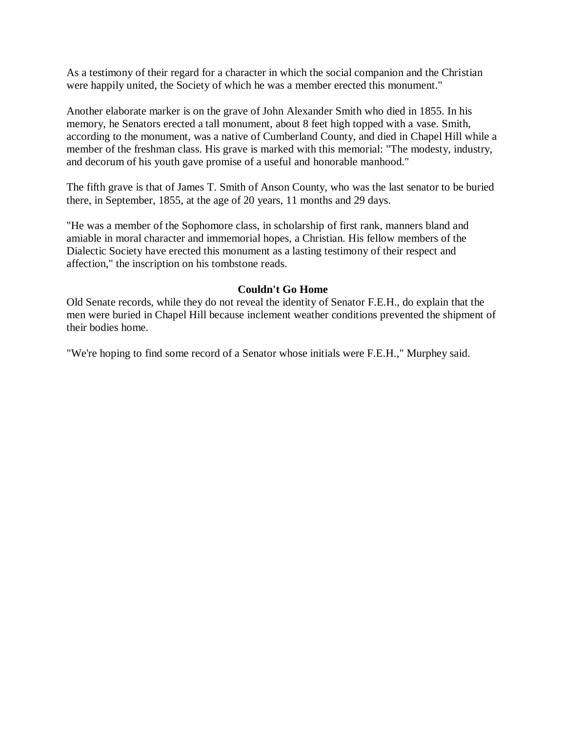As a testimony of their regard for a character in which the social companion and the Christian were happily united, the Society of which he was a member erected this monument."

Another elaborate marker is on the grave of John Alexander Smith who died in 1855. In his memory, he Senators erected a tall monument, about 8 feet high topped with a vase. Smith, according to the monument, was a native of Cumberland County, and died in Chapel Hill while a member of the freshman class. His grave is marked with this memorial: "The modesty, industry, and decorum of his youth gave promise of a useful and honorable manhood."

The fifth grave is that of James T. Smith of Anson County, who was the last senator to be buried there, in September, 1855, at the age of 20 years, 11 months and 29 days.

"He was a member of the Sophomore class, in scholarship of first rank, manners bland and amiable in moral character and immemorial hopes, a Christian. His fellow members of the Dialectic Society have erected this monument as a lasting testimony of their respect and affection," the inscription on his tombstone reads.

**Couldn't Go Home**

Old Senate records, while they do not reveal the identity of Senator F.E.H., do explain that the men were buried in Chapel Hill because inclement weather conditions prevented the shipment of their bodies home.

"We're hoping to find some record of a Senator whose initials were F.E.H.," Murphey said.